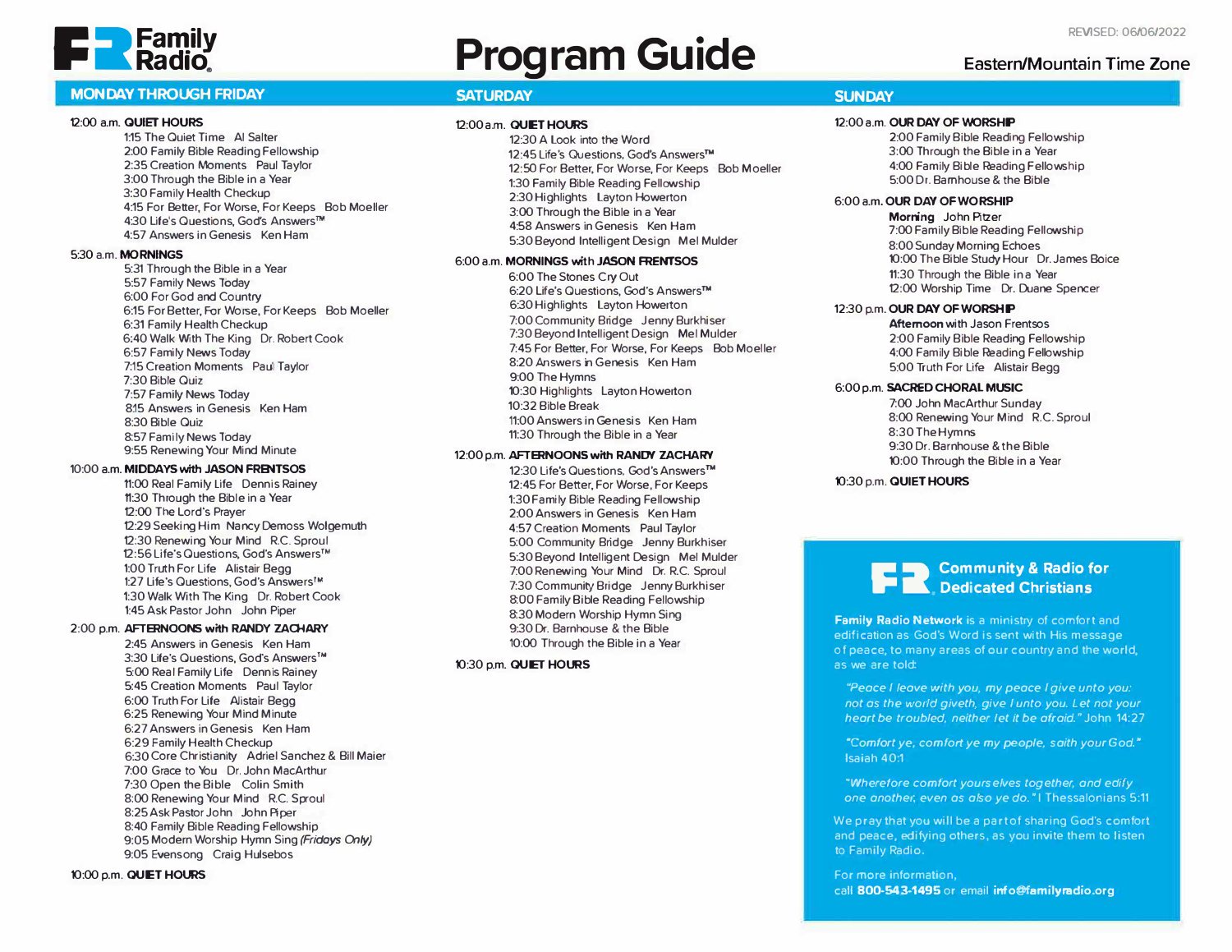# Family Radio

# Program Guide

REVISED: 06/06/2022

Eastern/Mountain Time Zone

## MONDAY THROUGH FRIDAY

12:00 a.m. **QUIET HOURS**

- 1:15 The Quiet Time  Al Salter
- 2:00 Family Bible Reading Fellowship
- 2:35 Creation Moments  Paul Taylor
- 3:00 Through the Bible in a Year
- 3:30 Family Health Checkup
- 4:15 For Better, For Worse, For Keeps  Bob Moeller
- 4:30 Life's Questions, God's Answers™
- 4:57 Answers in Genesis  Ken Ham

5:30 a.m. **MORNINGS**

- 5:31 Through the Bible in a Year
- 5:57 Family News Today
- 6:00 For God and Country
- 6:15 For Better, For Worse, For Keeps  Bob Moeller
- 6:31 Family Health Checkup
- 6:40 Walk With The King  Dr. Robert Cook
- 6:57 Family News Today
- 7:15 Creation Moments  Paul Taylor
- 7:30 Bible Quiz
- 7:57 Family News Today
- 8:15 Answers in Genesis  Ken Ham
- 8:30 Bible Quiz
- 8:57 Family News Today
- 9:55 Renewing Your Mind Minute

10:00 a.m. **MIDDAYS with JASON FRENTSOS**

- 11:00 Real Family Life  Dennis Rainey
- 11:30 Through the Bible in a Year
- 12:00 The Lord's Prayer
- 12:29 Seeking Him  Nancy Demoss Wolgemuth
- 12:30 Renewing Your Mind  R.C. Sproul
- 12:56 Life's Questions, God's Answers™
- 1:00 Truth For Life  Alistair Begg
- 1:27 Life's Questions, God's Answers™
- 1:30 Walk With The King  Dr. Robert Cook
- 1:45 Ask Pastor John  John Piper

2:00 p.m. **AFTERNOONS with RANDY ZACHARY**

- 2:45 Answers in Genesis  Ken Ham
- 3:30 Life's Questions, God's Answers™
- 5:00 Real Family Life  Dennis Rainey
- 5:45 Creation Moments  Paul Taylor
- 6:00 Truth For Life  Alistair Begg
- 6:25 Renewing Your Mind Minute
- 6:27 Answers in Genesis  Ken Ham
- 6:29 Family Health Checkup
- 6:30 Core Christianity  Adriel Sanchez & Bill Maier
- 7:00 Grace to You  Dr. John MacArthur
- 7:30 Open the Bible  Colin Smith
- 8:00 Renewing Your Mind  R.C. Sproul
- 8:25 Ask Pastor John  John Piper
- 8:40 Family Bible Reading Fellowship
- 9:05 Modern Worship Hymn Sing *(Fridays Only)*
- 9:05 Evensong  Craig Hulsebos

10:00 p.m. **QUIET HOURS**

## SATURDAY

12:00 a.m. **QUIET HOURS**

- 12:30 A Look into the Word
- 12:45 Life's Questions, God's Answers™
- 12:50 For Better, For Worse, For Keeps  Bob Moeller
- 1:30 Family Bible Reading Fellowship
- 2:30 Highlights  Layton Howerton
- 3:00 Through the Bible in a Year
- 4:58 Answers in Genesis  Ken Ham
- 5:30 Beyond Intelligent Design  Mel Mulder

6:00 a.m. **MORNINGS with JASON FRENTSOS**

- 6:00 The Stones Cry Out
- 6:20 Life's Questions, God's Answers™
- 6:30 Highlights  Layton Howerton
- 7:00 Community Bridge  Jenny Burkhiser
- 7:30 Beyond Intelligent Design  Mel Mulder
- 7:45 For Better, For Worse, For Keeps  Bob Moeller
- 8:20 Answers in Genesis  Ken Ham
- 9:00 The Hymns
- 10:30 Highlights  Layton Howerton
- 10:32 Bible Break
- 11:00 Answers in Genesis  Ken Ham
- 11:30 Through the Bible in a Year

12:00 p.m. **AFTERNOONS with RANDY ZACHARY**

- 12:30 Life's Questions, God's Answers™
- 12:45 For Better, For Worse, For Keeps
- 1:30 Family Bible Reading Fellowship
- 2:00 Answers in Genesis  Ken Ham
- 4:57 Creation Moments  Paul Taylor
- 5:00 Community Bridge  Jenny Burkhiser
- 5:30 Beyond Intelligent Design  Mel Mulder
- 7:00 Renewing Your Mind  Dr. R.C. Sproul
- 7:30 Community Bridge  Jenny Burkhiser
- 8:00 Family Bible Reading Fellowship
- 8:30 Modern Worship Hymn Sing
- 9:30 Dr. Barnhouse & the Bible
- 10:00 Through the Bible in a Year

10:30 p.m. **QUIET HOURS**

## SUNDAY

12:00 a.m. **OUR DAY OF WORSHIP**

- 2:00 Family Bible Reading Fellowship
- 3:00 Through the Bible in a Year
- 4:00 Family Bible Reading Fellowship
- 5:00 Dr. Barnhouse & the Bible

6:00 a.m. **OUR DAY OF WORSHIP**

**Morning** John Pitzer

- 7:00 Family Bible Reading Fellowship
- 8:00 Sunday Morning Echoes
- 10:00 The Bible Study Hour  Dr. James Boice
- 11:30 Through the Bible in a Year
- 12:00 Worship Time  Dr. Duane Spencer

12:30 p.m. **OUR DAY OF WORSHIP**

**Afternoon** with Jason Frentsos

- 2:00 Family Bible Reading Fellowship
- 4:00 Family Bible Reading Fellowship
- 5:00 Truth For Life  Alistair Begg

6:00 p.m. **SACRED CHORAL MUSIC**

- 7:00 John MacArthur Sunday
- 8:00 Renewing Your Mind  R.C. Sproul
- 8:30 The Hymns
- 9:30 Dr. Barnhouse & the Bible
- 10:00 Through the Bible in a Year

10:30 p.m. **QUIET HOURS**

### Community & Radio for Dedicated Christians

**Family Radio Network** is a ministry of comfort and edification as God's Word is sent with His message of peace, to many areas of our country and the world, as we are told:

*"Peace I leave with you, my peace I give unto you: not as the world giveth, give I unto you. Let not your heart be troubled, neither let it be afraid."* John 14:27

*"Comfort ye, comfort ye my people, saith your God."* Isaiah 40:1

*"Wherefore comfort yourselves together, and edify one another, even as also ye do."* I Thessalonians 5:11

We pray that you will be a part of sharing God's comfort and peace, edifying others, as you invite them to listen to Family Radio.

For more information,
call **800-543-1495** or email **info@familyradio.org**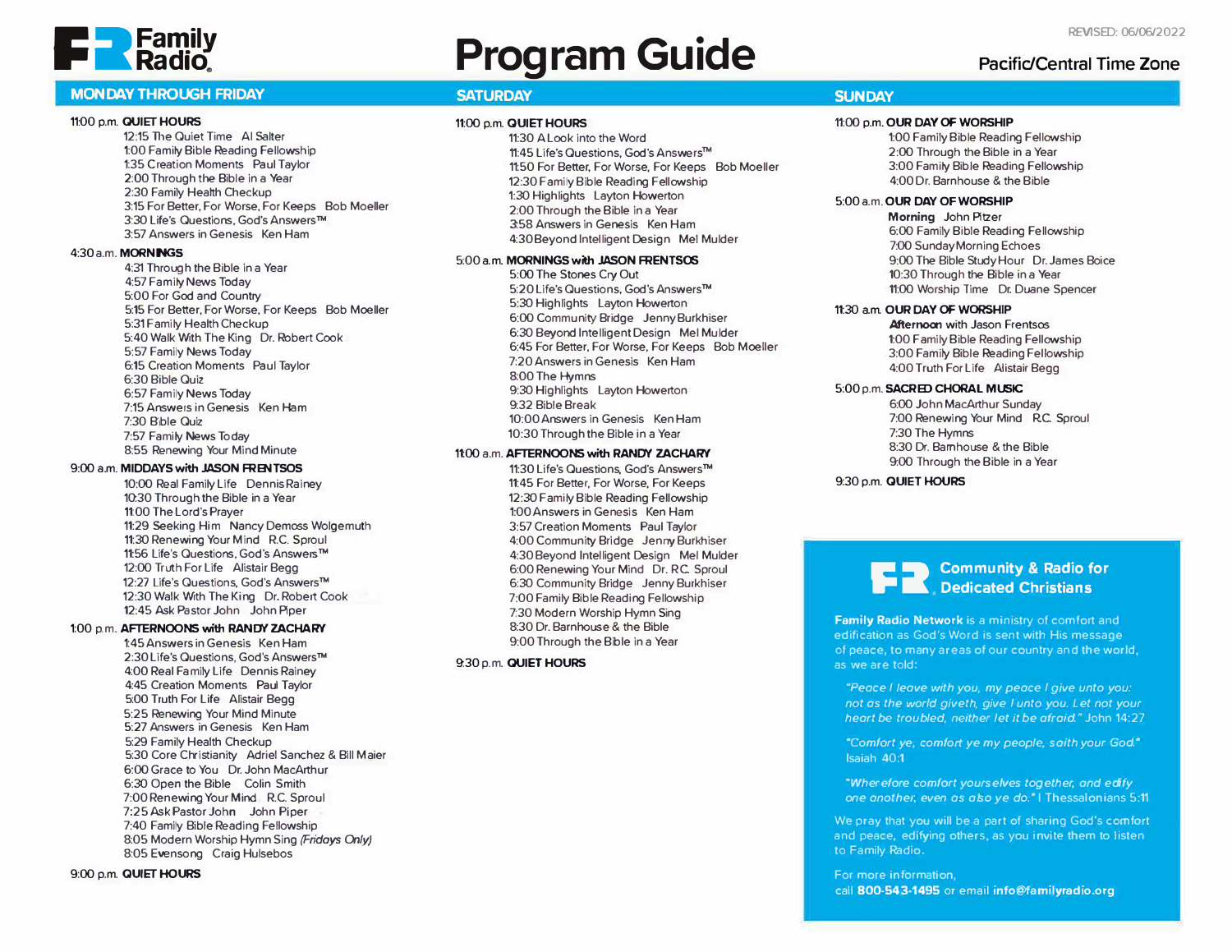# Family Radio

# Program Guide

REVISED: 06/06/2022

Pacific/Central Time Zone

## MONDAY THROUGH FRIDAY

11:00 p.m. **QUIET HOURS**

- 12:15 The Quiet Time Al Salter
- 1:00 Family Bible Reading Fellowship
- 1:35 Creation Moments Paul Taylor
- 2:00 Through the Bible in a Year
- 2:30 Family Health Checkup
- 3:15 For Better, For Worse, For Keeps Bob Moeller
- 3:30 Life's Questions, God's Answers™
- 3:57 Answers in Genesis Ken Ham

4:30 a.m. **MORNINGS**

- 4:31 Through the Bible in a Year
- 4:57 Family News Today
- 5:00 For God and Country
- 5:15 For Better, For Worse, For Keeps Bob Moeller
- 5:31 Family Health Checkup
- 5:40 Walk With The King Dr. Robert Cook
- 5:57 Family News Today
- 6:15 Creation Moments Paul Taylor
- 6:30 Bible Quiz
- 6:57 Family News Today
- 7:15 Answers in Genesis Ken Ham
- 7:30 Bible Quiz
- 7:57 Family News Today
- 8:55 Renewing Your Mind Minute

9:00 a.m. **MIDDAYS with JASON FRENTSOS**

- 10:00 Real Family Life Dennis Rainey
- 10:30 Through the Bible in a Year
- 11:00 The Lord's Prayer
- 11:29 Seeking Him Nancy Demoss Wolgemuth
- 11:30 Renewing Your Mind R.C. Sproul
- 11:56 Life's Questions, God's Answers™
- 12:00 Truth For Life Alistair Begg
- 12:27 Life's Questions, God's Answers™
- 12:30 Walk With The King Dr. Robert Cook
- 12:45 Ask Pastor John John Piper

1:00 p.m. **AFTERNOONS with RANDY ZACHARY**

- 1:45 Answers in Genesis Ken Ham
- 2:30 Life's Questions, God's Answers™
- 4:00 Real Family Life Dennis Rainey
- 4:45 Creation Moments Paul Taylor
- 5:00 Truth For Life Alistair Begg
- 5:25 Renewing Your Mind Minute
- 5:27 Answers in Genesis Ken Ham
- 5:29 Family Health Checkup
- 5:30 Core Christianity Adriel Sanchez & Bill Maier
- 6:00 Grace to You Dr. John MacArthur
- 6:30 Open the Bible Colin Smith
- 7:00 Renewing Your Mind R.C. Sproul
- 7:25 Ask Pastor John John Piper
- 7:40 Family Bible Reading Fellowship
- 8:05 Modern Worship Hymn Sing *(Fridays Only)*
- 8:05 Evensong Craig Hulsebos

9:00 p.m. **QUIET HOURS**

## SATURDAY

11:00 p.m. **QUIET HOURS**

- 11:30 A Look into the Word
- 11:45 Life's Questions, God's Answers™
- 11:50 For Better, For Worse, For Keeps Bob Moeller
- 12:30 Family Bible Reading Fellowship
- 1:30 Highlights Layton Howerton
- 2:00 Through the Bible in a Year
- 3:58 Answers in Genesis Ken Ham
- 4:30 Beyond Intelligent Design Mel Mulder

5:00 a.m. **MORNINGS with JASON FRENTSOS**

- 5:00 The Stones Cry Out
- 5:20 Life's Questions, God's Answers™
- 5:30 Highlights Layton Howerton
- 6:00 Community Bridge Jenny Burkhiser
- 6:30 Beyond Intelligent Design Mel Mulder
- 6:45 For Better, For Worse, For Keeps Bob Moeller
- 7:20 Answers in Genesis Ken Ham
- 8:00 The Hymns
- 9:30 Highlights Layton Howerton
- 9:32 Bible Break
- 10:00 Answers in Genesis Ken Ham
- 10:30 Through the Bible in a Year

11:00 a.m. **AFTERNOONS with RANDY ZACHARY**

- 11:30 Life's Questions, God's Answers™
- 11:45 For Better, For Worse, For Keeps
- 12:30 Family Bible Reading Fellowship
- 1:00 Answers in Genesis Ken Ham
- 3:57 Creation Moments Paul Taylor
- 4:00 Community Bridge Jenny Burkhiser
- 4:30 Beyond Intelligent Design Mel Mulder
- 6:00 Renewing Your Mind Dr. R.C. Sproul
- 6:30 Community Bridge Jenny Burkhiser
- 7:00 Family Bible Reading Fellowship
- 7:30 Modern Worship Hymn Sing
- 8:30 Dr. Barnhouse & the Bible
- 9:00 Through the Bible in a Year

9:30 p.m. **QUIET HOURS**

## SUNDAY

11:00 p.m. **OUR DAY OF WORSHIP**

- 1:00 Family Bible Reading Fellowship
- 2:00 Through the Bible in a Year
- 3:00 Family Bible Reading Fellowship
- 4:00 Dr. Barnhouse & the Bible

5:00 a.m. **OUR DAY OF WORSHIP**

**Morning** John Pitzer

- 6:00 Family Bible Reading Fellowship
- 7:00 Sunday Morning Echoes
- 9:00 The Bible Study Hour Dr. James Boice
- 10:30 Through the Bible in a Year
- 11:00 Worship Time Dr. Duane Spencer

11:30 a.m. **OUR DAY OF WORSHIP**

**Afternoon** with Jason Frentsos

- 1:00 Family Bible Reading Fellowship
- 3:00 Family Bible Reading Fellowship
- 4:00 Truth For Life Alistair Begg

5:00 p.m. **SACRED CHORAL MUSIC**

- 6:00 John MacArthur Sunday
- 7:00 Renewing Your Mind R.C. Sproul
- 7:30 The Hymns
- 8:30 Dr. Barnhouse & the Bible
- 9:00 Through the Bible in a Year

9:30 p.m. **QUIET HOURS**

---

**Community & Radio for Dedicated Christians**

**Family Radio Network** is a ministry of comfort and edification as God's Word is sent with His message of peace, to many areas of our country and the world, as we are told:

*"Peace I leave with you, my peace I give unto you: not as the world giveth, give I unto you. Let not your heart be troubled, neither let it be afraid."* John 14:27

*"Comfort ye, comfort ye my people, saith your God."* Isaiah 40:1

*"Wherefore comfort yourselves together, and edify one another, even as also ye do."* I Thessalonians 5:11

We pray that you will be a part of sharing God's comfort and peace, edifying others, as you invite them to listen to Family Radio.

For more information, call **800-543-1495** or email **info@familyradio.org**